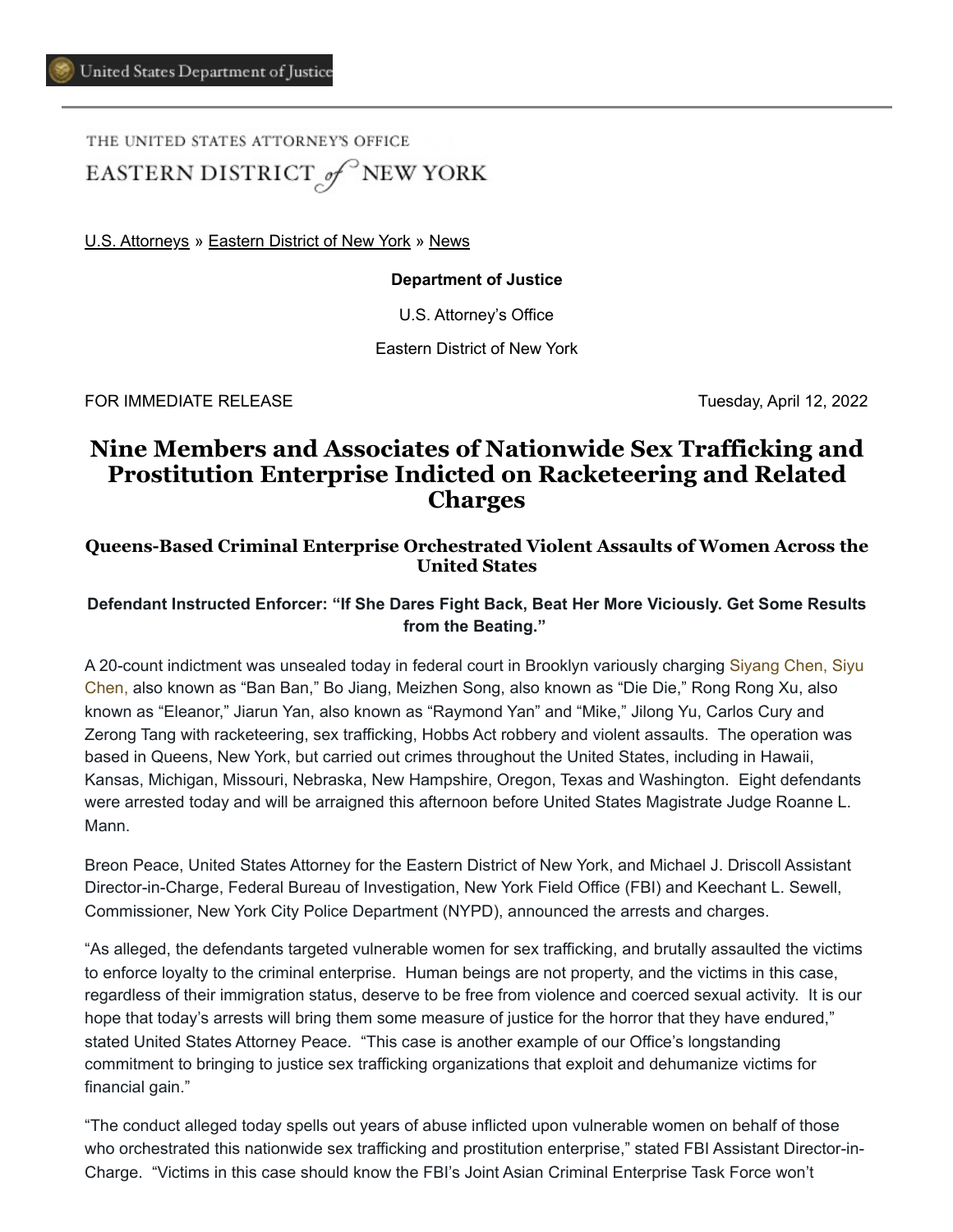United States Department of Justice

THE UNITED STATES ATTORNEY'S OFFICE
EASTERN DISTRICT of NEW YORK

U.S. Attorneys » Eastern District of New York » News

**Department of Justice**

U.S. Attorney's Office

Eastern District of New York

FOR IMMEDIATE RELEASE Tuesday, April 12, 2022

# Nine Members and Associates of Nationwide Sex Trafficking and Prostitution Enterprise Indicted on Racketeering and Related Charges

### Queens-Based Criminal Enterprise Orchestrated Violent Assaults of Women Across the United States

#### Defendant Instructed Enforcer: "If She Dares Fight Back, Beat Her More Viciously. Get Some Results from the Beating."

A 20-count indictment was unsealed today in federal court in Brooklyn variously charging Siyang Chen, Siyu Chen, also known as "Ban Ban," Bo Jiang, Meizhen Song, also known as "Die Die," Rong Rong Xu, also known as "Eleanor," Jiarun Yan, also known as "Raymond Yan" and "Mike," Jilong Yu, Carlos Cury and Zerong Tang with racketeering, sex trafficking, Hobbs Act robbery and violent assaults. The operation was based in Queens, New York, but carried out crimes throughout the United States, including in Hawaii, Kansas, Michigan, Missouri, Nebraska, New Hampshire, Oregon, Texas and Washington. Eight defendants were arrested today and will be arraigned this afternoon before United States Magistrate Judge Roanne L. Mann.

Breon Peace, United States Attorney for the Eastern District of New York, and Michael J. Driscoll Assistant Director-in-Charge, Federal Bureau of Investigation, New York Field Office (FBI) and Keechant L. Sewell, Commissioner, New York City Police Department (NYPD), announced the arrests and charges.

"As alleged, the defendants targeted vulnerable women for sex trafficking, and brutally assaulted the victims to enforce loyalty to the criminal enterprise. Human beings are not property, and the victims in this case, regardless of their immigration status, deserve to be free from violence and coerced sexual activity. It is our hope that today's arrests will bring them some measure of justice for the horror that they have endured," stated United States Attorney Peace. "This case is another example of our Office's longstanding commitment to bringing to justice sex trafficking organizations that exploit and dehumanize victims for financial gain."

"The conduct alleged today spells out years of abuse inflicted upon vulnerable women on behalf of those who orchestrated this nationwide sex trafficking and prostitution enterprise," stated FBI Assistant Director-in-Charge. "Victims in this case should know the FBI's Joint Asian Criminal Enterprise Task Force won't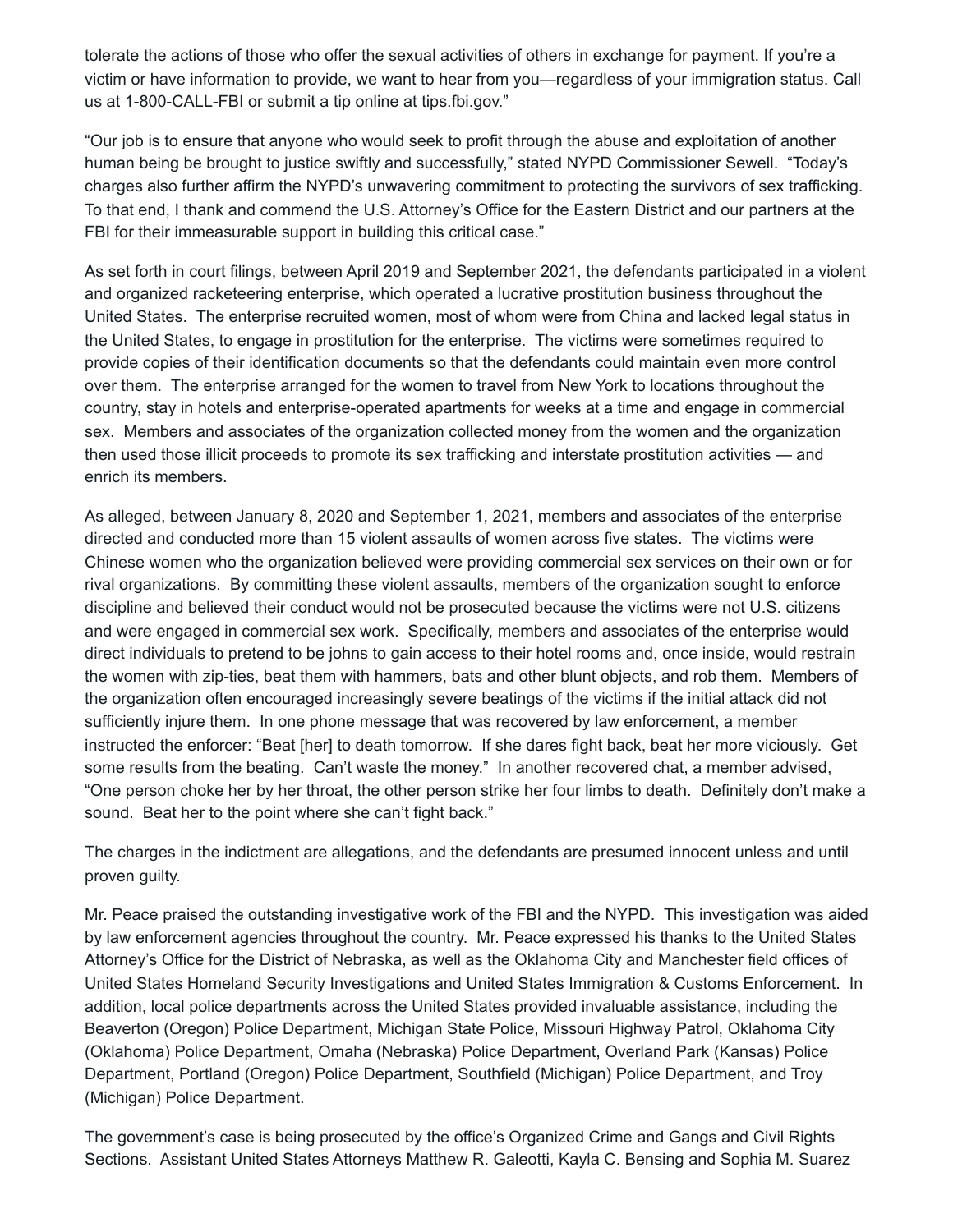tolerate the actions of those who offer the sexual activities of others in exchange for payment. If you're a victim or have information to provide, we want to hear from you—regardless of your immigration status. Call us at 1-800-CALL-FBI or submit a tip online at tips.fbi.gov."

"Our job is to ensure that anyone who would seek to profit through the abuse and exploitation of another human being be brought to justice swiftly and successfully," stated NYPD Commissioner Sewell. "Today's charges also further affirm the NYPD's unwavering commitment to protecting the survivors of sex trafficking. To that end, I thank and commend the U.S. Attorney's Office for the Eastern District and our partners at the FBI for their immeasurable support in building this critical case."

As set forth in court filings, between April 2019 and September 2021, the defendants participated in a violent and organized racketeering enterprise, which operated a lucrative prostitution business throughout the United States. The enterprise recruited women, most of whom were from China and lacked legal status in the United States, to engage in prostitution for the enterprise. The victims were sometimes required to provide copies of their identification documents so that the defendants could maintain even more control over them. The enterprise arranged for the women to travel from New York to locations throughout the country, stay in hotels and enterprise-operated apartments for weeks at a time and engage in commercial sex. Members and associates of the organization collected money from the women and the organization then used those illicit proceeds to promote its sex trafficking and interstate prostitution activities — and enrich its members.

As alleged, between January 8, 2020 and September 1, 2021, members and associates of the enterprise directed and conducted more than 15 violent assaults of women across five states. The victims were Chinese women who the organization believed were providing commercial sex services on their own or for rival organizations. By committing these violent assaults, members of the organization sought to enforce discipline and believed their conduct would not be prosecuted because the victims were not U.S. citizens and were engaged in commercial sex work. Specifically, members and associates of the enterprise would direct individuals to pretend to be johns to gain access to their hotel rooms and, once inside, would restrain the women with zip-ties, beat them with hammers, bats and other blunt objects, and rob them. Members of the organization often encouraged increasingly severe beatings of the victims if the initial attack did not sufficiently injure them. In one phone message that was recovered by law enforcement, a member instructed the enforcer: "Beat [her] to death tomorrow. If she dares fight back, beat her more viciously. Get some results from the beating. Can't waste the money." In another recovered chat, a member advised, "One person choke her by her throat, the other person strike her four limbs to death. Definitely don't make a sound. Beat her to the point where she can't fight back."

The charges in the indictment are allegations, and the defendants are presumed innocent unless and until proven guilty.

Mr. Peace praised the outstanding investigative work of the FBI and the NYPD. This investigation was aided by law enforcement agencies throughout the country. Mr. Peace expressed his thanks to the United States Attorney's Office for the District of Nebraska, as well as the Oklahoma City and Manchester field offices of United States Homeland Security Investigations and United States Immigration & Customs Enforcement. In addition, local police departments across the United States provided invaluable assistance, including the Beaverton (Oregon) Police Department, Michigan State Police, Missouri Highway Patrol, Oklahoma City (Oklahoma) Police Department, Omaha (Nebraska) Police Department, Overland Park (Kansas) Police Department, Portland (Oregon) Police Department, Southfield (Michigan) Police Department, and Troy (Michigan) Police Department.

The government's case is being prosecuted by the office's Organized Crime and Gangs and Civil Rights Sections. Assistant United States Attorneys Matthew R. Galeotti, Kayla C. Bensing and Sophia M. Suarez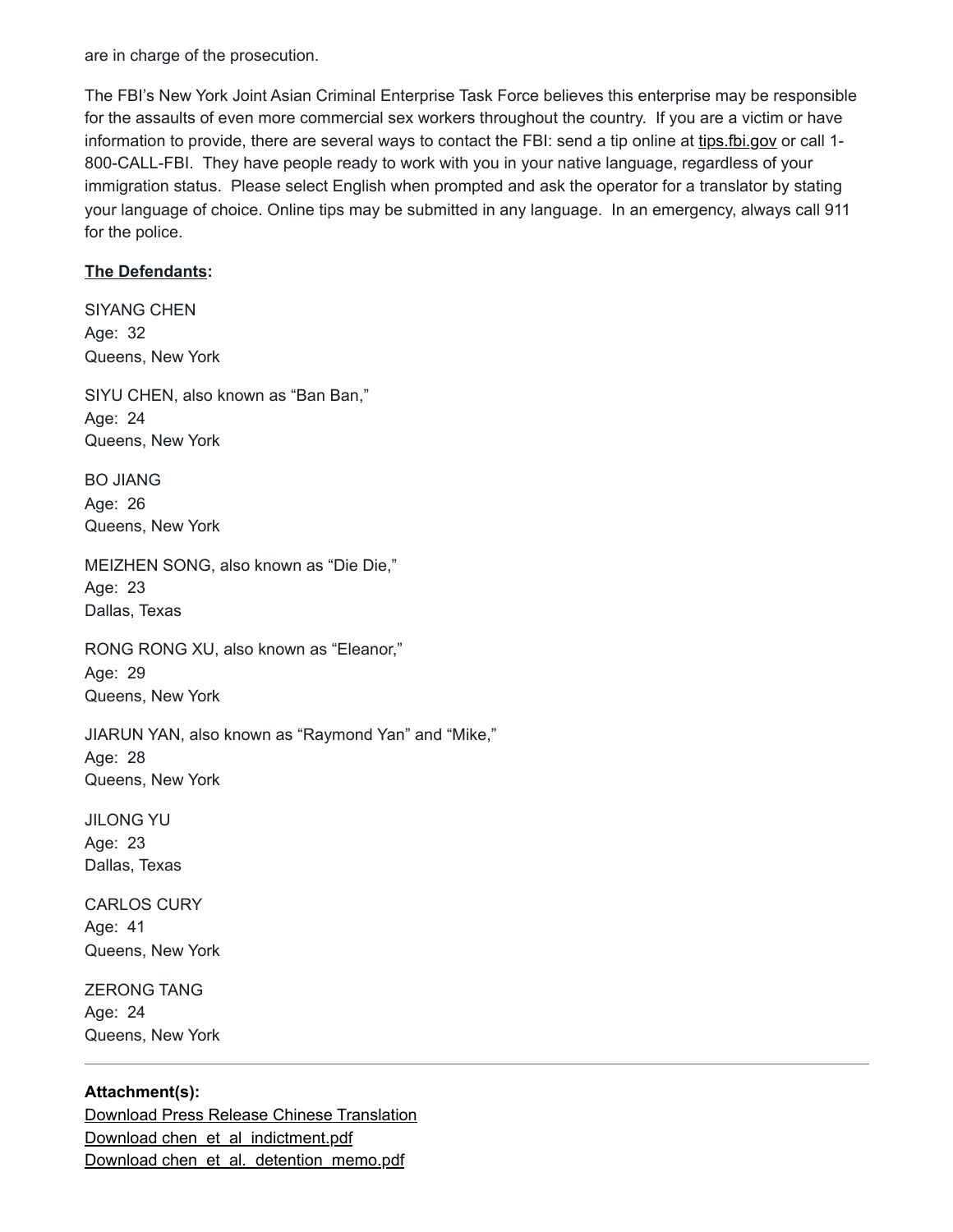are in charge of the prosecution.

The FBI's New York Joint Asian Criminal Enterprise Task Force believes this enterprise may be responsible for the assaults of even more commercial sex workers throughout the country. If you are a victim or have information to provide, there are several ways to contact the FBI: send a tip online at tips.fbi.gov or call 1-800-CALL-FBI. They have people ready to work with you in your native language, regardless of your immigration status. Please select English when prompted and ask the operator for a translator by stating your language of choice. Online tips may be submitted in any language. In an emergency, always call 911 for the police.

**The Defendants:**

SIYANG CHEN
Age: 32
Queens, New York

SIYU CHEN, also known as "Ban Ban,"
Age: 24
Queens, New York

BO JIANG
Age: 26
Queens, New York

MEIZHEN SONG, also known as "Die Die,"
Age: 23
Dallas, Texas

RONG RONG XU, also known as "Eleanor,"
Age: 29
Queens, New York

JIARUN YAN, also known as "Raymond Yan" and "Mike,"
Age: 28
Queens, New York

JILONG YU
Age: 23
Dallas, Texas

CARLOS CURY
Age: 41
Queens, New York

ZERONG TANG
Age: 24
Queens, New York

---

**Attachment(s):**
Download Press Release Chinese Translation
Download chen_et_al_indictment.pdf
Download chen_et_al._detention_memo.pdf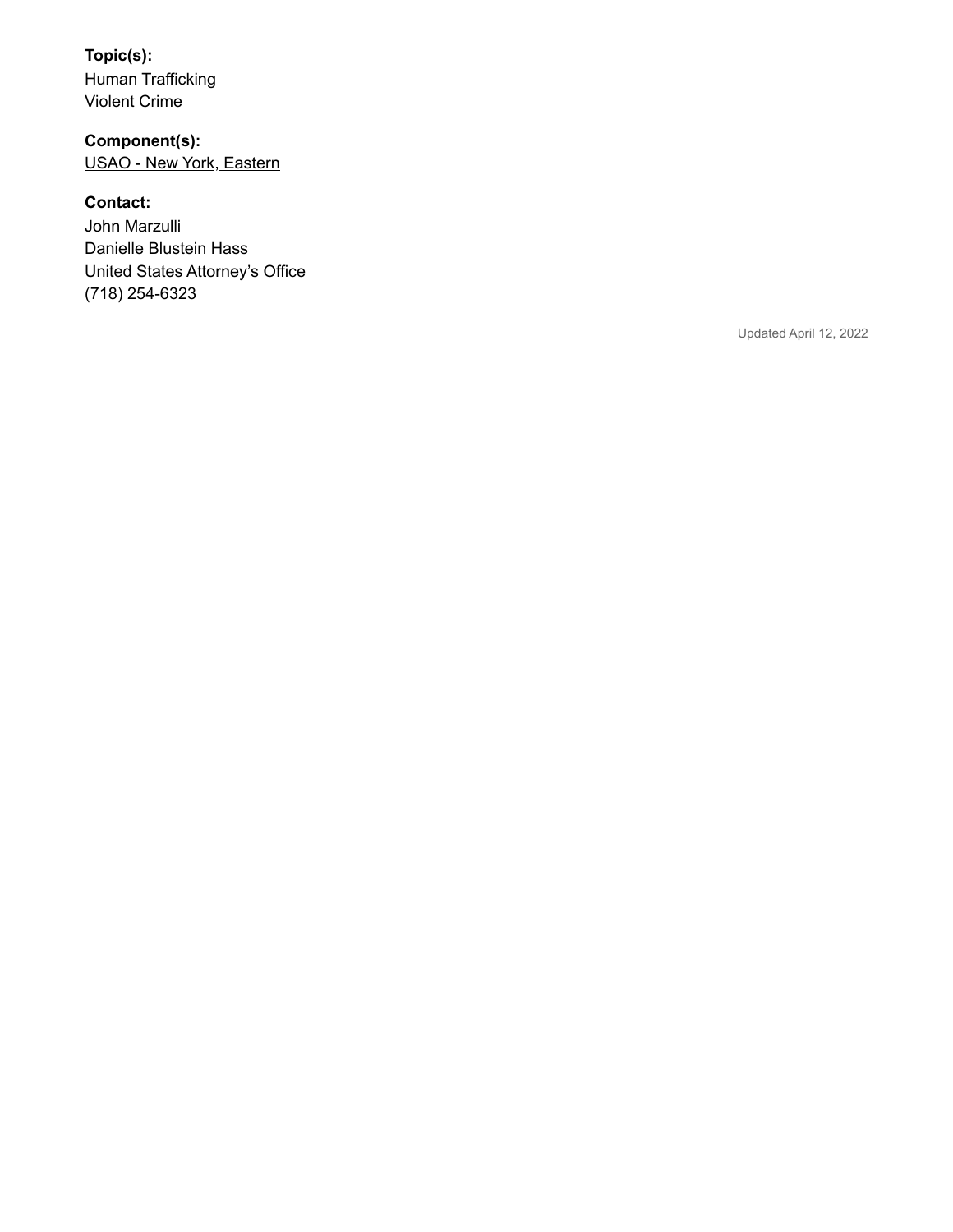**Topic(s):**
Human Trafficking
Violent Crime

**Component(s):**
USAO - New York, Eastern

**Contact:**
John Marzulli
Danielle Blustein Hass
United States Attorney's Office
(718) 254-6323

Updated April 12, 2022